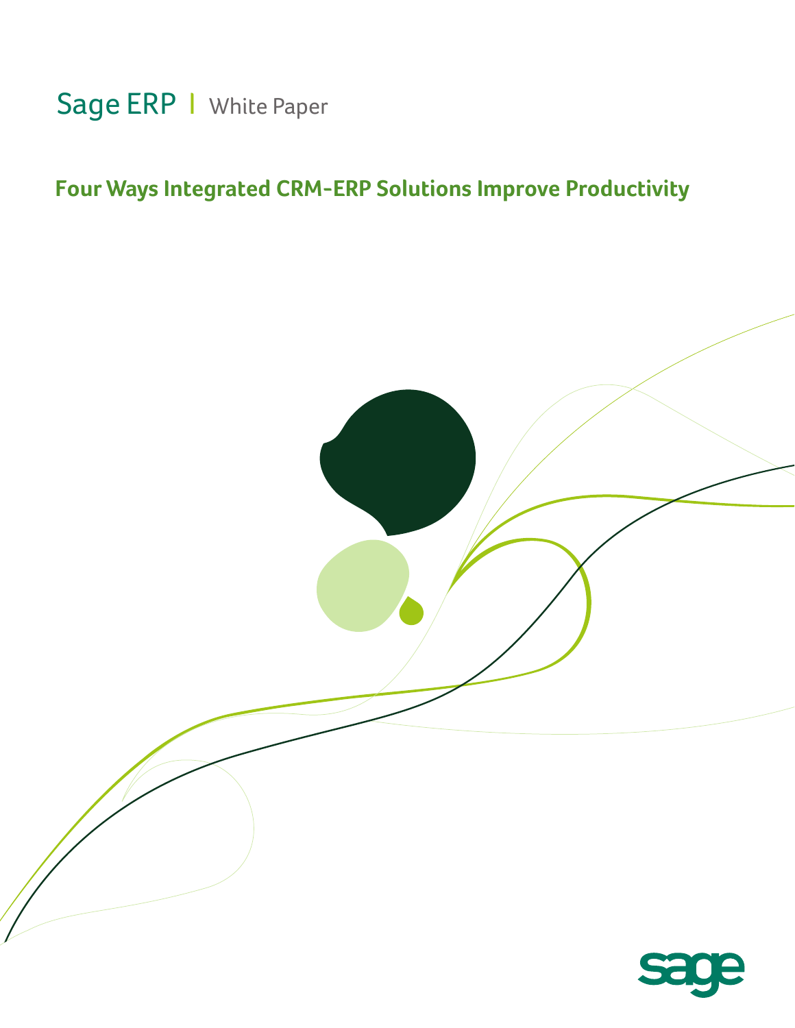Sage ERP | White Paper

# Four Ways Integrated CRM-ERP Solutions Improve Productivity

sage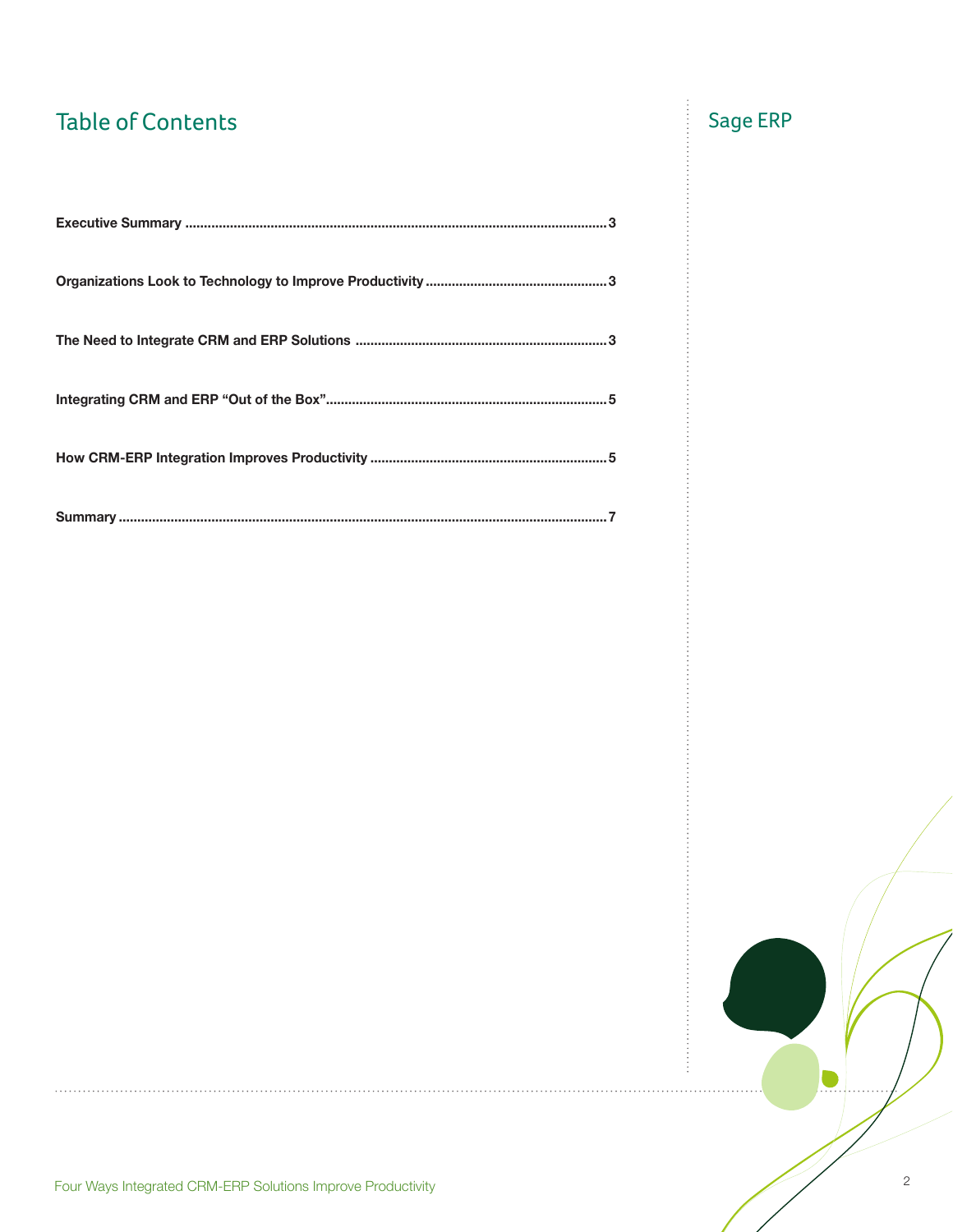# Table of Contents

**Executive Summary** ........................................................................ 3

**Organizations Look to Technology to Improve Productivity** ........................ 3

**The Need to Integrate CRM and ERP Solutions** ........................................ 3

**Integrating CRM and ERP "Out of the Box"** ................................................ 5

**How CRM-ERP Integration Improves Productivity** ...................................... 5

**Summary** ....................................................................................... 7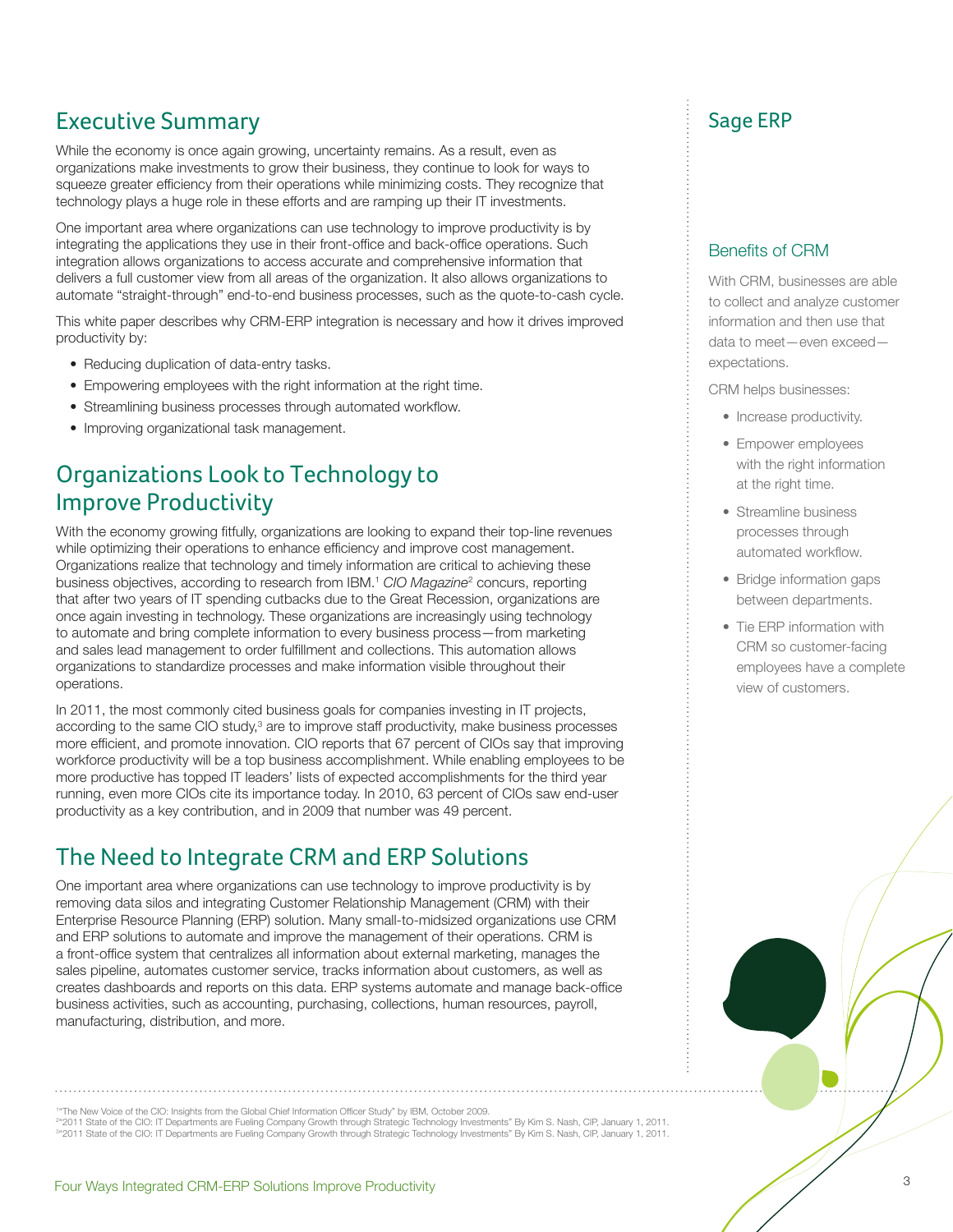## Executive Summary

While the economy is once again growing, uncertainty remains. As a result, even as organizations make investments to grow their business, they continue to look for ways to squeeze greater efficiency from their operations while minimizing costs. They recognize that technology plays a huge role in these efforts and are ramping up their IT investments.

One important area where organizations can use technology to improve productivity is by integrating the applications they use in their front-office and back-office operations. Such integration allows organizations to access accurate and comprehensive information that delivers a full customer view from all areas of the organization. It also allows organizations to automate "straight-through" end-to-end business processes, such as the quote-to-cash cycle.

This white paper describes why CRM-ERP integration is necessary and how it drives improved productivity by:

- Reducing duplication of data-entry tasks.
- Empowering employees with the right information at the right time.
- Streamlining business processes through automated workflow.
- Improving organizational task management.

## Organizations Look to Technology to Improve Productivity

With the economy growing fitfully, organizations are looking to expand their top-line revenues while optimizing their operations to enhance efficiency and improve cost management. Organizations realize that technology and timely information are critical to achieving these business objectives, according to research from IBM.[1] *CIO Magazine*[2] concurs, reporting that after two years of IT spending cutbacks due to the Great Recession, organizations are once again investing in technology. These organizations are increasingly using technology to automate and bring complete information to every business process—from marketing and sales lead management to order fulfillment and collections. This automation allows organizations to standardize processes and make information visible throughout their operations.

In 2011, the most commonly cited business goals for companies investing in IT projects, according to the same CIO study,[3] are to improve staff productivity, make business processes more efficient, and promote innovation. CIO reports that 67 percent of CIOs say that improving workforce productivity will be a top business accomplishment. While enabling employees to be more productive has topped IT leaders' lists of expected accomplishments for the third year running, even more CIOs cite its importance today. In 2010, 63 percent of CIOs saw end-user productivity as a key contribution, and in 2009 that number was 49 percent.

## The Need to Integrate CRM and ERP Solutions

One important area where organizations can use technology to improve productivity is by removing data silos and integrating Customer Relationship Management (CRM) with their Enterprise Resource Planning (ERP) solution. Many small-to-midsized organizations use CRM and ERP solutions to automate and improve the management of their operations. CRM is a front-office system that centralizes all information about external marketing, manages the sales pipeline, automates customer service, tracks information about customers, as well as creates dashboards and reports on this data. ERP systems automate and manage back-office business activities, such as accounting, purchasing, collections, human resources, payroll, manufacturing, distribution, and more.

## Sage ERP

### Benefits of CRM

With CRM, businesses are able to collect and analyze customer information and then use that data to meet—even exceed—expectations.

CRM helps businesses:

- Increase productivity.
- Empower employees with the right information at the right time.
- Streamline business processes through automated workflow.
- Bridge information gaps between departments.
- Tie ERP information with CRM so customer-facing employees have a complete view of customers.

---

[1] "The New Voice of the CIO: Insights from the Global Chief Information Officer Study" by IBM, October 2009.
[2] "2011 State of the CIO: IT Departments are Fueling Company Growth through Strategic Technology Investments" By Kim S. Nash, CIP, January 1, 2011.
[3] "2011 State of the CIO: IT Departments are Fueling Company Growth through Strategic Technology Investments" By Kim S. Nash, CIP, January 1, 2011.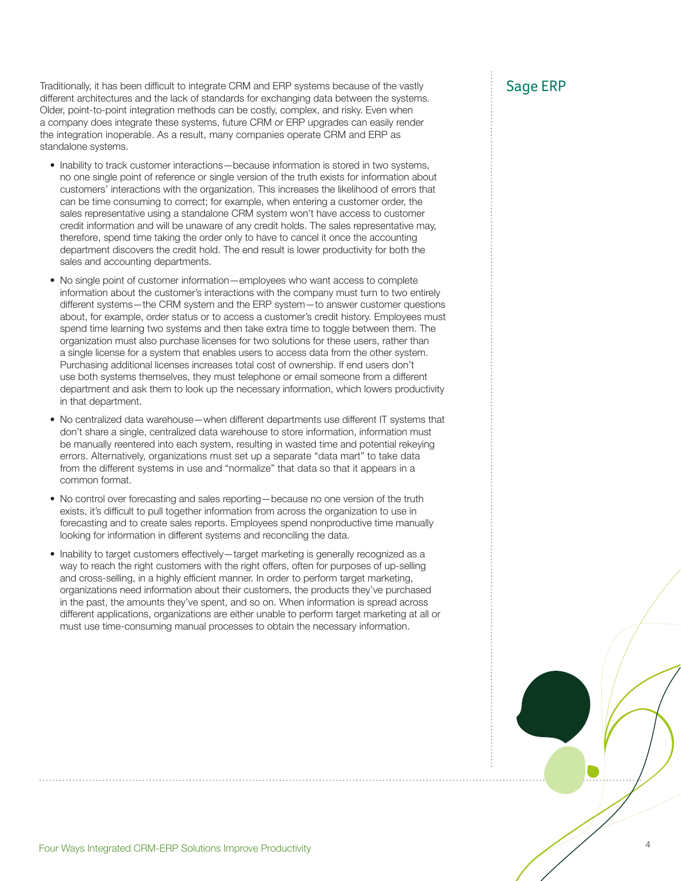Traditionally, it has been difficult to integrate CRM and ERP systems because of the vastly different architectures and the lack of standards for exchanging data between the systems. Older, point-to-point integration methods can be costly, complex, and risky. Even when a company does integrate these systems, future CRM or ERP upgrades can easily render the integration inoperable. As a result, many companies operate CRM and ERP as standalone systems.

- Inability to track customer interactions—because information is stored in two systems, no one single point of reference or single version of the truth exists for information about customers' interactions with the organization. This increases the likelihood of errors that can be time consuming to correct; for example, when entering a customer order, the sales representative using a standalone CRM system won't have access to customer credit information and will be unaware of any credit holds. The sales representative may, therefore, spend time taking the order only to have to cancel it once the accounting department discovers the credit hold. The end result is lower productivity for both the sales and accounting departments.
- No single point of customer information—employees who want access to complete information about the customer's interactions with the company must turn to two entirely different systems—the CRM system and the ERP system—to answer customer questions about, for example, order status or to access a customer's credit history. Employees must spend time learning two systems and then take extra time to toggle between them. The organization must also purchase licenses for two solutions for these users, rather than a single license for a system that enables users to access data from the other system. Purchasing additional licenses increases total cost of ownership. If end users don't use both systems themselves, they must telephone or email someone from a different department and ask them to look up the necessary information, which lowers productivity in that department.
- No centralized data warehouse—when different departments use different IT systems that don't share a single, centralized data warehouse to store information, information must be manually reentered into each system, resulting in wasted time and potential rekeying errors. Alternatively, organizations must set up a separate "data mart" to take data from the different systems in use and "normalize" that data so that it appears in a common format.
- No control over forecasting and sales reporting—because no one version of the truth exists, it's difficult to pull together information from across the organization to use in forecasting and to create sales reports. Employees spend nonproductive time manually looking for information in different systems and reconciling the data.
- Inability to target customers effectively—target marketing is generally recognized as a way to reach the right customers with the right offers, often for purposes of up-selling and cross-selling, in a highly efficient manner. In order to perform target marketing, organizations need information about their customers, the products they've purchased in the past, the amounts they've spent, and so on. When information is spread across different applications, organizations are either unable to perform target marketing at all or must use time-consuming manual processes to obtain the necessary information.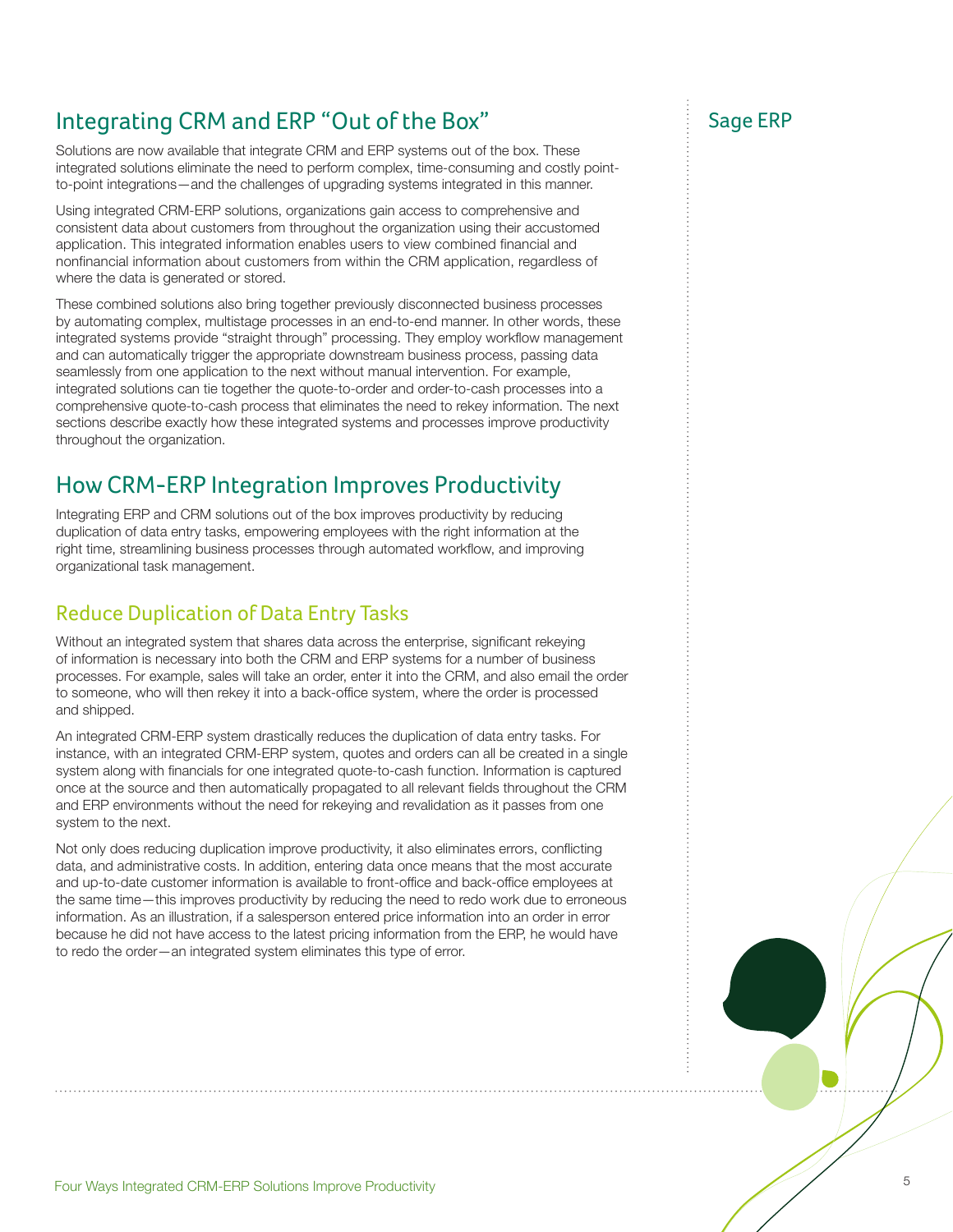## Integrating CRM and ERP "Out of the Box"

Solutions are now available that integrate CRM and ERP systems out of the box. These integrated solutions eliminate the need to perform complex, time-consuming and costly point-to-point integrations—and the challenges of upgrading systems integrated in this manner.

Using integrated CRM-ERP solutions, organizations gain access to comprehensive and consistent data about customers from throughout the organization using their accustomed application. This integrated information enables users to view combined financial and nonfinancial information about customers from within the CRM application, regardless of where the data is generated or stored.

These combined solutions also bring together previously disconnected business processes by automating complex, multistage processes in an end-to-end manner. In other words, these integrated systems provide "straight through" processing. They employ workflow management and can automatically trigger the appropriate downstream business process, passing data seamlessly from one application to the next without manual intervention. For example, integrated solutions can tie together the quote-to-order and order-to-cash processes into a comprehensive quote-to-cash process that eliminates the need to rekey information. The next sections describe exactly how these integrated systems and processes improve productivity throughout the organization.

## How CRM-ERP Integration Improves Productivity

Integrating ERP and CRM solutions out of the box improves productivity by reducing duplication of data entry tasks, empowering employees with the right information at the right time, streamlining business processes through automated workflow, and improving organizational task management.

### Reduce Duplication of Data Entry Tasks

Without an integrated system that shares data across the enterprise, significant rekeying of information is necessary into both the CRM and ERP systems for a number of business processes. For example, sales will take an order, enter it into the CRM, and also email the order to someone, who will then rekey it into a back-office system, where the order is processed and shipped.

An integrated CRM-ERP system drastically reduces the duplication of data entry tasks. For instance, with an integrated CRM-ERP system, quotes and orders can all be created in a single system along with financials for one integrated quote-to-cash function. Information is captured once at the source and then automatically propagated to all relevant fields throughout the CRM and ERP environments without the need for rekeying and revalidation as it passes from one system to the next.

Not only does reducing duplication improve productivity, it also eliminates errors, conflicting data, and administrative costs. In addition, entering data once means that the most accurate and up-to-date customer information is available to front-office and back-office employees at the same time—this improves productivity by reducing the need to redo work due to erroneous information. As an illustration, if a salesperson entered price information into an order in error because he did not have access to the latest pricing information from the ERP, he would have to redo the order—an integrated system eliminates this type of error.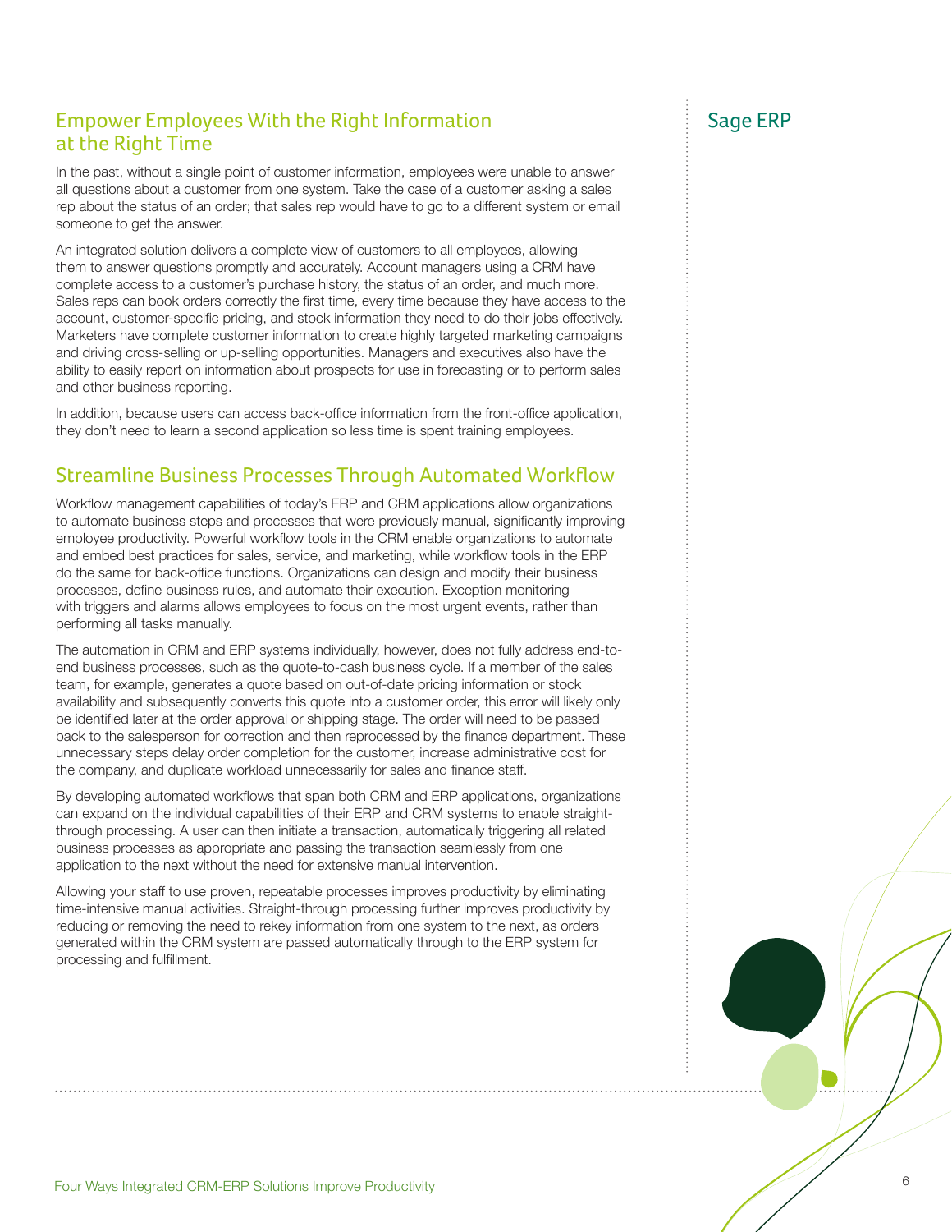## Empower Employees With the Right Information at the Right Time

In the past, without a single point of customer information, employees were unable to answer all questions about a customer from one system. Take the case of a customer asking a sales rep about the status of an order; that sales rep would have to go to a different system or email someone to get the answer.

An integrated solution delivers a complete view of customers to all employees, allowing them to answer questions promptly and accurately. Account managers using a CRM have complete access to a customer's purchase history, the status of an order, and much more. Sales reps can book orders correctly the first time, every time because they have access to the account, customer-specific pricing, and stock information they need to do their jobs effectively. Marketers have complete customer information to create highly targeted marketing campaigns and driving cross-selling or up-selling opportunities. Managers and executives also have the ability to easily report on information about prospects for use in forecasting or to perform sales and other business reporting.

In addition, because users can access back-office information from the front-office application, they don't need to learn a second application so less time is spent training employees.

## Streamline Business Processes Through Automated Workflow

Workflow management capabilities of today's ERP and CRM applications allow organizations to automate business steps and processes that were previously manual, significantly improving employee productivity. Powerful workflow tools in the CRM enable organizations to automate and embed best practices for sales, service, and marketing, while workflow tools in the ERP do the same for back-office functions. Organizations can design and modify their business processes, define business rules, and automate their execution. Exception monitoring with triggers and alarms allows employees to focus on the most urgent events, rather than performing all tasks manually.

The automation in CRM and ERP systems individually, however, does not fully address end-to-end business processes, such as the quote-to-cash business cycle. If a member of the sales team, for example, generates a quote based on out-of-date pricing information or stock availability and subsequently converts this quote into a customer order, this error will likely only be identified later at the order approval or shipping stage. The order will need to be passed back to the salesperson for correction and then reprocessed by the finance department. These unnecessary steps delay order completion for the customer, increase administrative cost for the company, and duplicate workload unnecessarily for sales and finance staff.

By developing automated workflows that span both CRM and ERP applications, organizations can expand on the individual capabilities of their ERP and CRM systems to enable straight-through processing. A user can then initiate a transaction, automatically triggering all related business processes as appropriate and passing the transaction seamlessly from one application to the next without the need for extensive manual intervention.

Allowing your staff to use proven, repeatable processes improves productivity by eliminating time-intensive manual activities. Straight-through processing further improves productivity by reducing or removing the need to rekey information from one system to the next, as orders generated within the CRM system are passed automatically through to the ERP system for processing and fulfillment.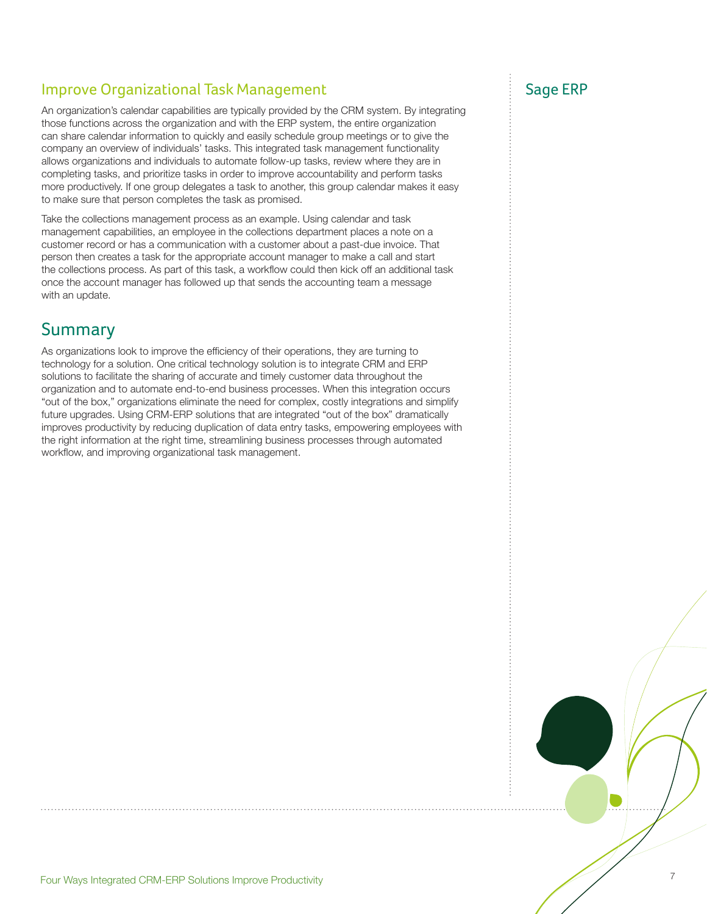## Improve Organizational Task Management

An organization's calendar capabilities are typically provided by the CRM system. By integrating those functions across the organization and with the ERP system, the entire organization can share calendar information to quickly and easily schedule group meetings or to give the company an overview of individuals' tasks. This integrated task management functionality allows organizations and individuals to automate follow-up tasks, review where they are in completing tasks, and prioritize tasks in order to improve accountability and perform tasks more productively. If one group delegates a task to another, this group calendar makes it easy to make sure that person completes the task as promised.

Take the collections management process as an example. Using calendar and task management capabilities, an employee in the collections department places a note on a customer record or has a communication with a customer about a past-due invoice. That person then creates a task for the appropriate account manager to make a call and start the collections process. As part of this task, a workflow could then kick off an additional task once the account manager has followed up that sends the accounting team a message with an update.

## Summary

As organizations look to improve the efficiency of their operations, they are turning to technology for a solution. One critical technology solution is to integrate CRM and ERP solutions to facilitate the sharing of accurate and timely customer data throughout the organization and to automate end-to-end business processes. When this integration occurs "out of the box," organizations eliminate the need for complex, costly integrations and simplify future upgrades. Using CRM-ERP solutions that are integrated "out of the box" dramatically improves productivity by reducing duplication of data entry tasks, empowering employees with the right information at the right time, streamlining business processes through automated workflow, and improving organizational task management.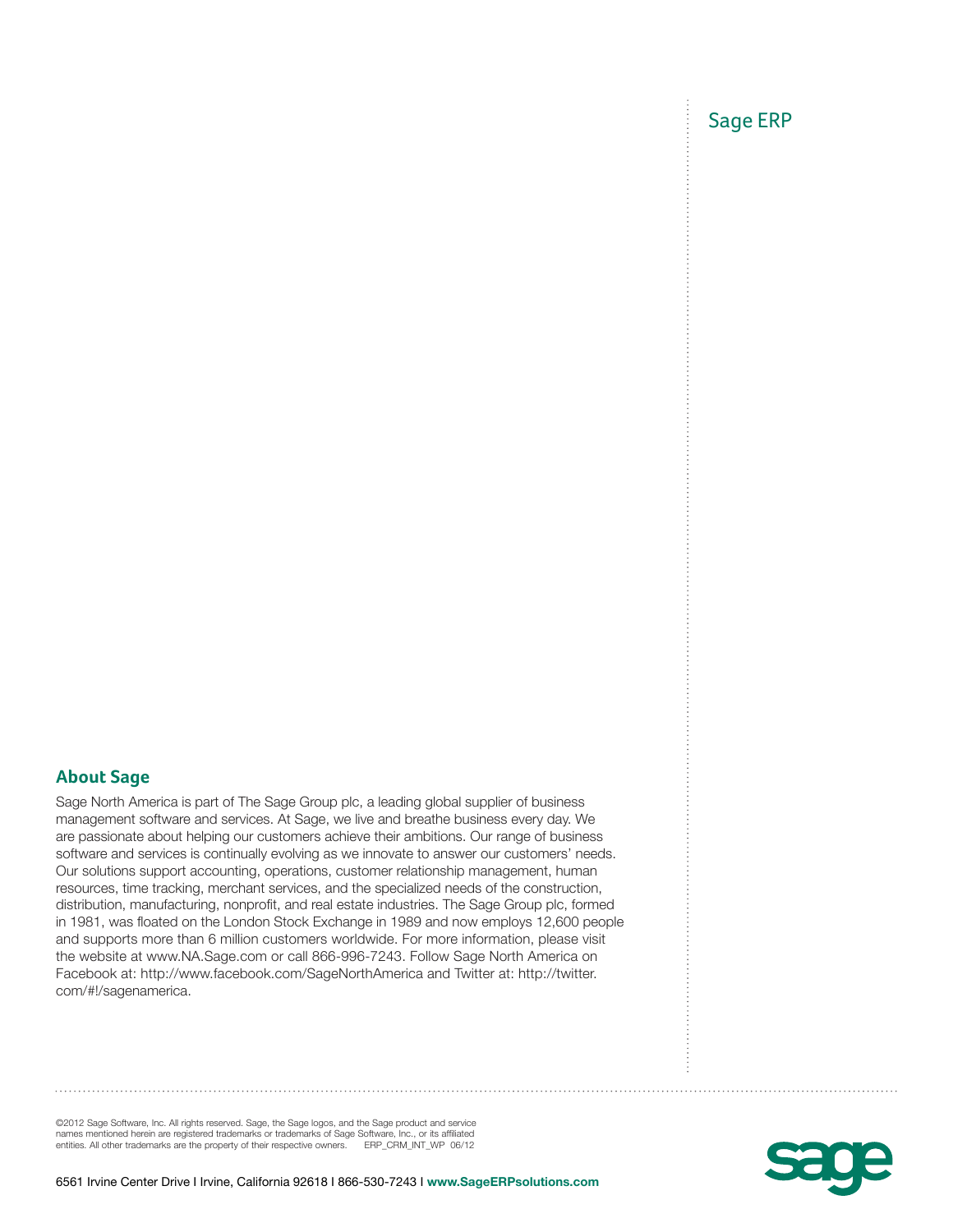Sage ERP

## About Sage

Sage North America is part of The Sage Group plc, a leading global supplier of business management software and services. At Sage, we live and breathe business every day. We are passionate about helping our customers achieve their ambitions. Our range of business software and services is continually evolving as we innovate to answer our customers' needs. Our solutions support accounting, operations, customer relationship management, human resources, time tracking, merchant services, and the specialized needs of the construction, distribution, manufacturing, nonprofit, and real estate industries. The Sage Group plc, formed in 1981, was floated on the London Stock Exchange in 1989 and now employs 12,600 people and supports more than 6 million customers worldwide. For more information, please visit the website at www.NA.Sage.com or call 866-996-7243. Follow Sage North America on Facebook at: http://www.facebook.com/SageNorthAmerica and Twitter at: http://twitter.com/#!/sagenamerica.

©2012 Sage Software, Inc. All rights reserved. Sage, the Sage logos, and the Sage product and service names mentioned herein are registered trademarks or trademarks of Sage Software, Inc., or its affiliated entities. All other trademarks are the property of their respective owners. ERP_CRM_INT_WP 06/12

6561 Irvine Center Drive I Irvine, California 92618 I 866-530-7243 I **www.SageERPsolutions.com**

sage